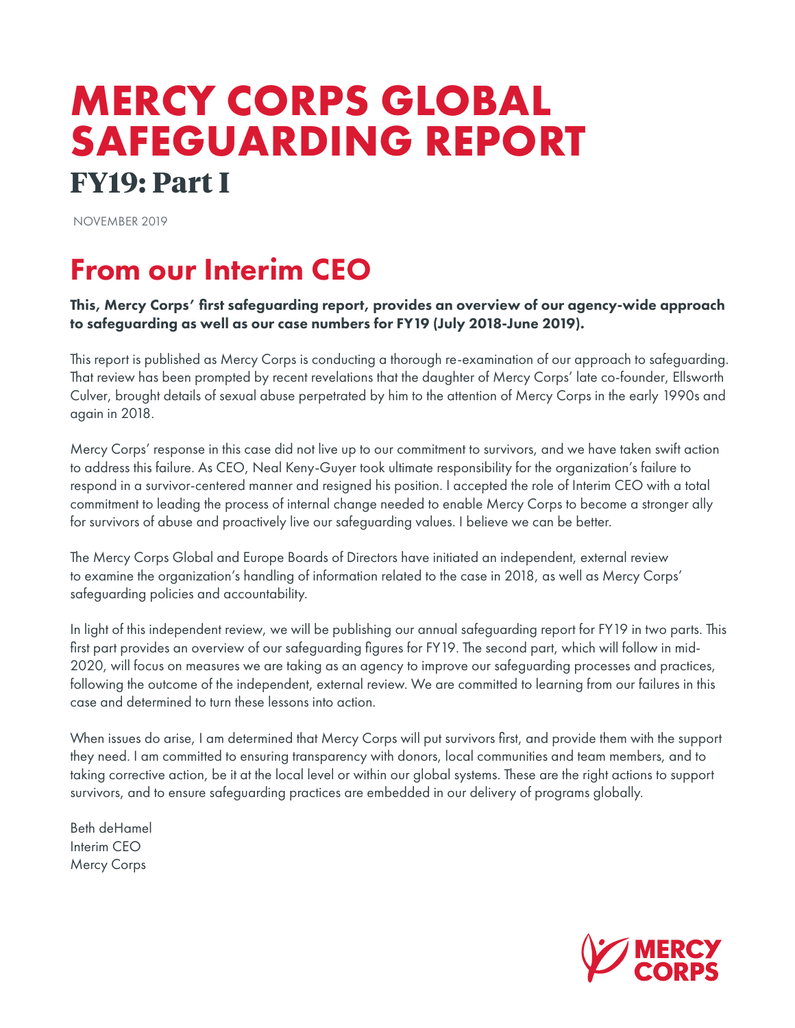# MERCY CORPS GLOBAL SAFEGUARDING REPORT

## FY19: Part I

NOVEMBER 2019

## From our Interim CEO

**This, Mercy Corps' first safeguarding report, provides an overview of our agency-wide approach to safeguarding as well as our case numbers for FY19 (July 2018-June 2019).**

This report is published as Mercy Corps is conducting a thorough re-examination of our approach to safeguarding. That review has been prompted by recent revelations that the daughter of Mercy Corps' late co-founder, Ellsworth Culver, brought details of sexual abuse perpetrated by him to the attention of Mercy Corps in the early 1990s and again in 2018.

Mercy Corps' response in this case did not live up to our commitment to survivors, and we have taken swift action to address this failure. As CEO, Neal Keny-Guyer took ultimate responsibility for the organization's failure to respond in a survivor-centered manner and resigned his position. I accepted the role of Interim CEO with a total commitment to leading the process of internal change needed to enable Mercy Corps to become a stronger ally for survivors of abuse and proactively live our safeguarding values. I believe we can be better.

The Mercy Corps Global and Europe Boards of Directors have initiated an independent, external review to examine the organization's handling of information related to the case in 2018, as well as Mercy Corps' safeguarding policies and accountability.

In light of this independent review, we will be publishing our annual safeguarding report for FY19 in two parts. This first part provides an overview of our safeguarding figures for FY19. The second part, which will follow in mid-2020, will focus on measures we are taking as an agency to improve our safeguarding processes and practices, following the outcome of the independent, external review. We are committed to learning from our failures in this case and determined to turn these lessons into action.

When issues do arise, I am determined that Mercy Corps will put survivors first, and provide them with the support they need. I am committed to ensuring transparency with donors, local communities and team members, and to taking corrective action, be it at the local level or within our global systems. These are the right actions to support survivors, and to ensure safeguarding practices are embedded in our delivery of programs globally.

Beth deHamel
Interim CEO
Mercy Corps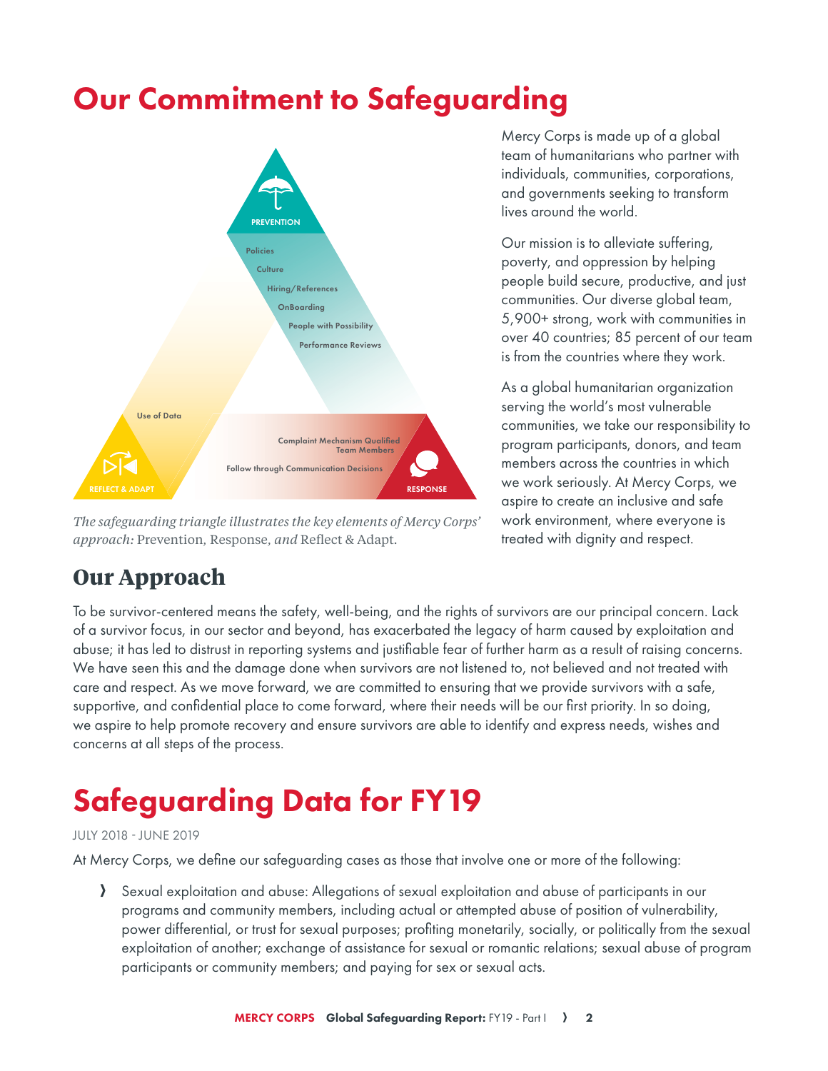# Our Commitment to Safeguarding

PREVENTION

Policies

Culture

Hiring/References

OnBoarding

People with Possibility

Performance Reviews

Use of Data

Complaint Mechanism Qualified Team Members

Follow through Communication Decisions

REFLECT & ADAPT

RESPONSE

*The safeguarding triangle illustrates the key elements of Mercy Corps' approach:* Prevention, Response, *and* Reflect & Adapt.

Mercy Corps is made up of a global team of humanitarians who partner with individuals, communities, corporations, and governments seeking to transform lives around the world.

Our mission is to alleviate suffering, poverty, and oppression by helping people build secure, productive, and just communities. Our diverse global team, 5,900+ strong, work with communities in over 40 countries; 85 percent of our team is from the countries where they work.

As a global humanitarian organization serving the world's most vulnerable communities, we take our responsibility to program participants, donors, and team members across the countries in which we work seriously. At Mercy Corps, we aspire to create an inclusive and safe work environment, where everyone is treated with dignity and respect.

## Our Approach

To be survivor-centered means the safety, well-being, and the rights of survivors are our principal concern. Lack of a survivor focus, in our sector and beyond, has exacerbated the legacy of harm caused by exploitation and abuse; it has led to distrust in reporting systems and justifiable fear of further harm as a result of raising concerns. We have seen this and the damage done when survivors are not listened to, not believed and not treated with care and respect. As we move forward, we are committed to ensuring that we provide survivors with a safe, supportive, and confidential place to come forward, where their needs will be our first priority. In so doing, we aspire to help promote recovery and ensure survivors are able to identify and express needs, wishes and concerns at all steps of the process.

# Safeguarding Data for FY19

JULY 2018 - JUNE 2019

At Mercy Corps, we define our safeguarding cases as those that involve one or more of the following:

- Sexual exploitation and abuse: Allegations of sexual exploitation and abuse of participants in our programs and community members, including actual or attempted abuse of position of vulnerability, power differential, or trust for sexual purposes; profiting monetarily, socially, or politically from the sexual exploitation of another; exchange of assistance for sexual or romantic relations; sexual abuse of program participants or community members; and paying for sex or sexual acts.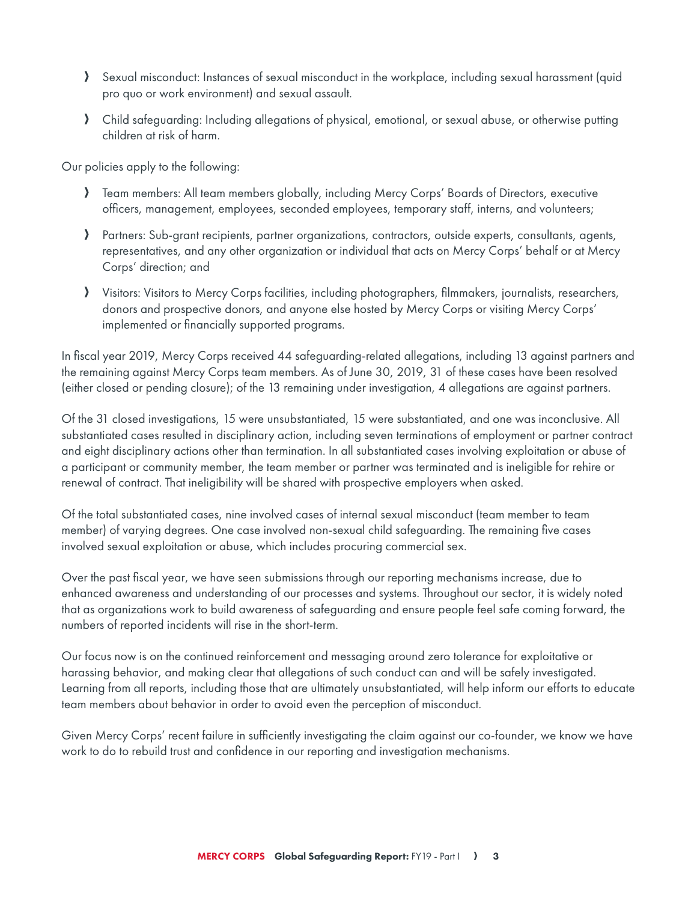- Sexual misconduct: Instances of sexual misconduct in the workplace, including sexual harassment (quid pro quo or work environment) and sexual assault.
- Child safeguarding: Including allegations of physical, emotional, or sexual abuse, or otherwise putting children at risk of harm.

Our policies apply to the following:

- Team members: All team members globally, including Mercy Corps' Boards of Directors, executive officers, management, employees, seconded employees, temporary staff, interns, and volunteers;
- Partners: Sub-grant recipients, partner organizations, contractors, outside experts, consultants, agents, representatives, and any other organization or individual that acts on Mercy Corps' behalf or at Mercy Corps' direction; and
- Visitors: Visitors to Mercy Corps facilities, including photographers, filmmakers, journalists, researchers, donors and prospective donors, and anyone else hosted by Mercy Corps or visiting Mercy Corps' implemented or financially supported programs.

In fiscal year 2019, Mercy Corps received 44 safeguarding-related allegations, including 13 against partners and the remaining against Mercy Corps team members. As of June 30, 2019, 31 of these cases have been resolved (either closed or pending closure); of the 13 remaining under investigation, 4 allegations are against partners.

Of the 31 closed investigations, 15 were unsubstantiated, 15 were substantiated, and one was inconclusive. All substantiated cases resulted in disciplinary action, including seven terminations of employment or partner contract and eight disciplinary actions other than termination. In all substantiated cases involving exploitation or abuse of a participant or community member, the team member or partner was terminated and is ineligible for rehire or renewal of contract. That ineligibility will be shared with prospective employers when asked.

Of the total substantiated cases, nine involved cases of internal sexual misconduct (team member to team member) of varying degrees. One case involved non-sexual child safeguarding. The remaining five cases involved sexual exploitation or abuse, which includes procuring commercial sex.

Over the past fiscal year, we have seen submissions through our reporting mechanisms increase, due to enhanced awareness and understanding of our processes and systems. Throughout our sector, it is widely noted that as organizations work to build awareness of safeguarding and ensure people feel safe coming forward, the numbers of reported incidents will rise in the short-term.

Our focus now is on the continued reinforcement and messaging around zero tolerance for exploitative or harassing behavior, and making clear that allegations of such conduct can and will be safely investigated. Learning from all reports, including those that are ultimately unsubstantiated, will help inform our efforts to educate team members about behavior in order to avoid even the perception of misconduct.

Given Mercy Corps' recent failure in sufficiently investigating the claim against our co-founder, we know we have work to do to rebuild trust and confidence in our reporting and investigation mechanisms.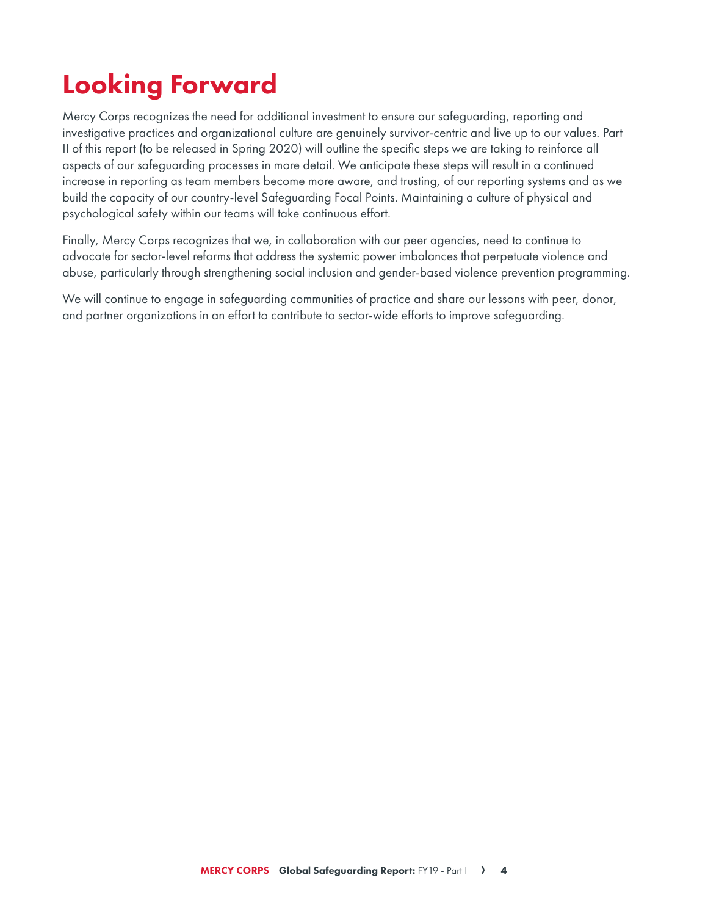# Looking Forward

Mercy Corps recognizes the need for additional investment to ensure our safeguarding, reporting and investigative practices and organizational culture are genuinely survivor-centric and live up to our values. Part II of this report (to be released in Spring 2020) will outline the specific steps we are taking to reinforce all aspects of our safeguarding processes in more detail. We anticipate these steps will result in a continued increase in reporting as team members become more aware, and trusting, of our reporting systems and as we build the capacity of our country-level Safeguarding Focal Points. Maintaining a culture of physical and psychological safety within our teams will take continuous effort.

Finally, Mercy Corps recognizes that we, in collaboration with our peer agencies, need to continue to advocate for sector-level reforms that address the systemic power imbalances that perpetuate violence and abuse, particularly through strengthening social inclusion and gender-based violence prevention programming.

We will continue to engage in safeguarding communities of practice and share our lessons with peer, donor, and partner organizations in an effort to contribute to sector-wide efforts to improve safeguarding.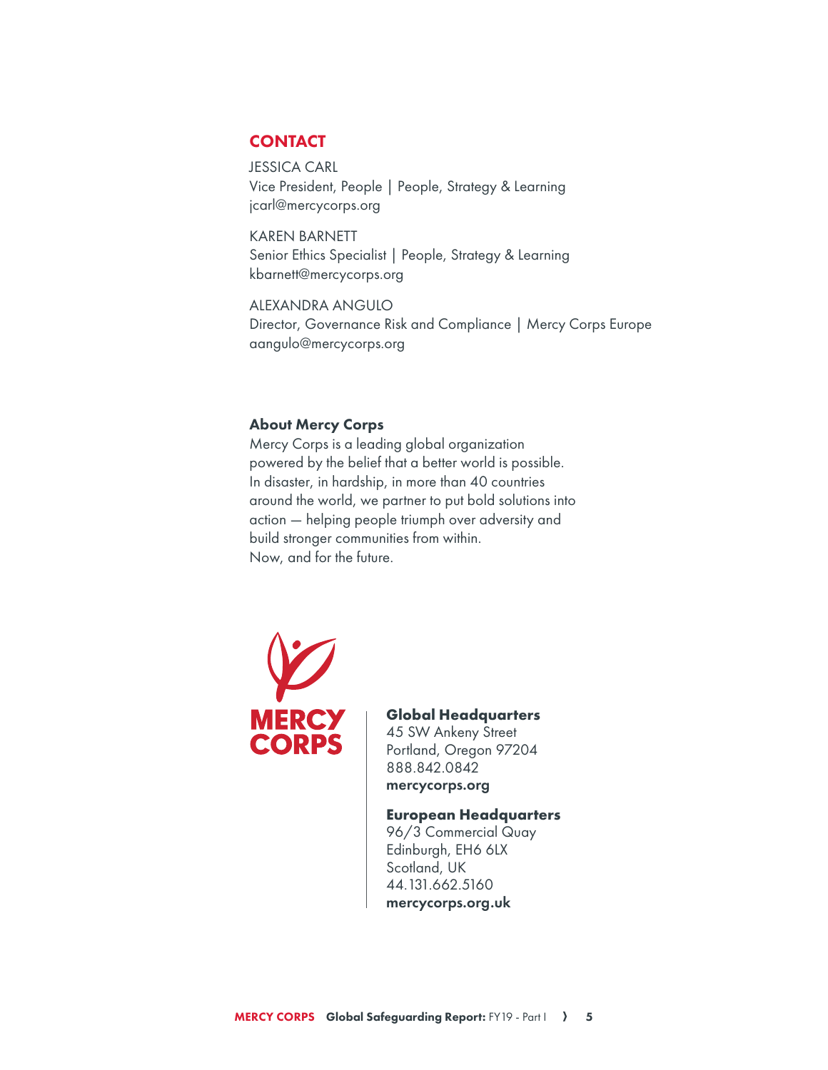## CONTACT

JESSICA CARL
Vice President, People | People, Strategy & Learning
jcarl@mercycorps.org

KAREN BARNETT
Senior Ethics Specialist | People, Strategy & Learning
kbarnett@mercycorps.org

ALEXANDRA ANGULO
Director, Governance Risk and Compliance | Mercy Corps Europe
aangulo@mercycorps.org

**About Mercy Corps**
Mercy Corps is a leading global organization powered by the belief that a better world is possible. In disaster, in hardship, in more than 40 countries around the world, we partner to put bold solutions into action — helping people triumph over adversity and build stronger communities from within.
Now, and for the future.

MERCY CORPS

**Global Headquarters**
45 SW Ankeny Street
Portland, Oregon 97204
888.842.0842
**mercycorps.org**

**European Headquarters**
96/3 Commercial Quay
Edinburgh, EH6 6LX
Scotland, UK
44.131.662.5160
**mercycorps.org.uk**